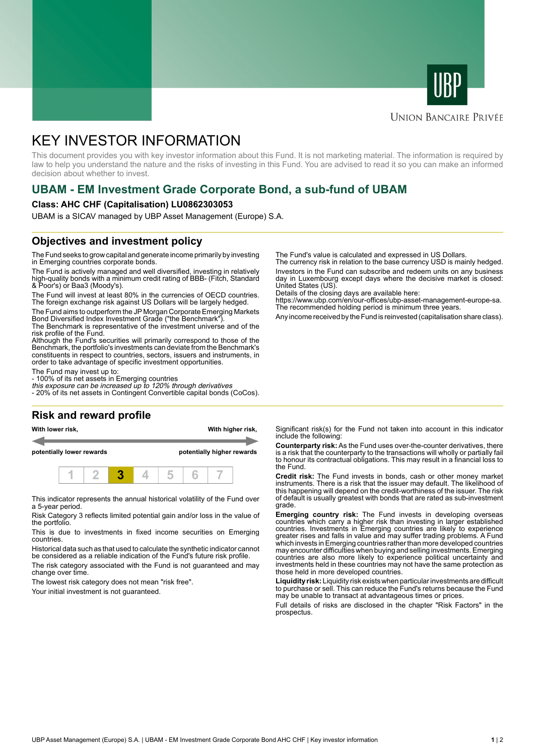# KEY INVESTOR INFORMATION

This document provides you with key investor information about this Fund. It is not marketing material. The information is required by law to help you understand the nature and the risks of investing in this Fund. You are advised to read it so you can make an informed decision about whether to invest.

## UBAM - EM Investment Grade Corporate Bond, a sub-fund of UBAM

**Class: AHC CHF (Capitalisation) LU0862303053**

UBAM is a SICAV managed by UBP Asset Management (Europe) S.A.

## Objectives and investment policy

The Fund seeks to grow capital and generate income primarily by investing in Emerging countries corporate bonds.

The Fund is actively managed and well diversified, investing in relatively high-quality bonds with a minimum credit rating of BBB- (Fitch, Standard & Poor's) or Baa3 (Moody's).

The Fund will invest at least 80% in the currencies of OECD countries. The foreign exchange risk against US Dollars will be largely hedged.

The Fund aims to outperform the JP Morgan Corporate Emerging Markets Bond Diversified Index Investment Grade ("the Benchmark").
The Benchmark is representative of the investment universe and of the risk profile of the Fund.
Although the Fund's securities will primarily correspond to those of the Benchmark, the portfolio's investments can deviate from the Benchmark's constituents in respect to countries, sectors, issuers and instruments, in order to take advantage of specific investment opportunities.

The Fund may invest up to:
- 100% of its net assets in Emerging countries
*this exposure can be increased up to 120% through derivatives*
- 20% of its net assets in Contingent Convertible capital bonds (CoCos).

The Fund's value is calculated and expressed in US Dollars.
The currency risk in relation to the base currency USD is mainly hedged.

Investors in the Fund can subscribe and redeem units on any business day in Luxembourg except days where the decisive market is closed: United States (US).
Details of the closing days are available here:
https://www.ubp.com/en/our-offices/ubp-asset-management-europe-sa.
The recommended holding period is minimum three years.

Any income received by the Fund is reinvested (capitalisation share class).

## Risk and reward profile

| With lower risk, potentially lower rewards | | | | | | With higher risk, potentially higher rewards |
|---|---|---|---|---|---|---|
| 1 | 2 | **3** | 4 | 5 | 6 | 7 |

This indicator represents the annual historical volatility of the Fund over a 5-year period.

Risk Category 3 reflects limited potential gain and/or loss in the value of the portfolio.

This is due to investments in fixed income securities on Emerging countries.

Historical data such as that used to calculate the synthetic indicator cannot be considered as a reliable indication of the Fund's future risk profile.

The risk category associated with the Fund is not guaranteed and may change over time.

The lowest risk category does not mean "risk free".

Your initial investment is not guaranteed.

Significant risk(s) for the Fund not taken into account in this indicator include the following:

**Counterparty risk:** As the Fund uses over-the-counter derivatives, there is a risk that the counterparty to the transactions will wholly or partially fail to honour its contractual obligations. This may result in a financial loss to the Fund.

**Credit risk:** The Fund invests in bonds, cash or other money market instruments. There is a risk that the issuer may default. The likelihood of this happening will depend on the credit-worthiness of the issuer. The risk of default is usually greatest with bonds that are rated as sub-investment grade.

**Emerging country risk:** The Fund invests in developing overseas countries which carry a higher risk than investing in larger established countries. Investments in Emerging countries are likely to experience greater rises and falls in value and may suffer trading problems. A Fund which invests in Emerging countries rather than more developed countries may encounter difficulties when buying and selling investments. Emerging countries are also more likely to experience political uncertainty and investments held in these countries may not have the same protection as those held in more developed countries.

**Liquidity risk:** Liquidity risk exists when particular investments are difficult to purchase or sell. This can reduce the Fund's returns because the Fund may be unable to transact at advantageous times or prices.

Full details of risks are disclosed in the chapter "Risk Factors" in the prospectus.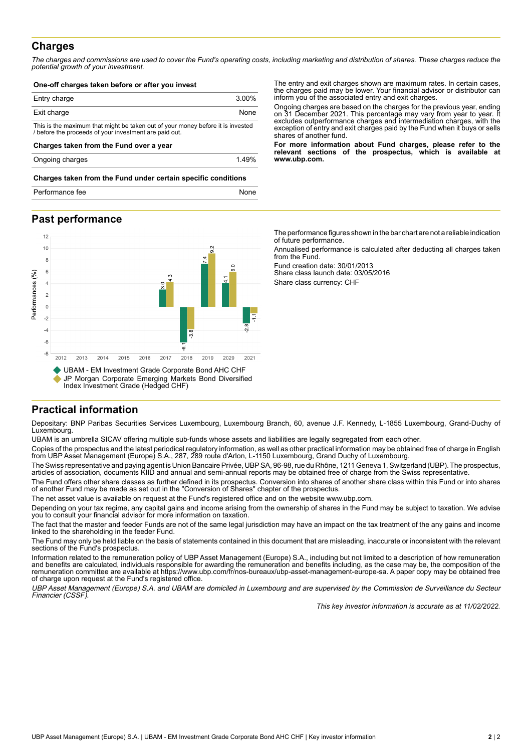## Charges

*The charges and commissions are used to cover the Fund's operating costs, including marketing and distribution of shares. These charges reduce the potential growth of your investment.*

| One-off charges taken before or after you invest | |
|---|---|
| Entry charge | 3.00% |
| Exit charge | None |

This is the maximum that might be taken out of your money before it is invested / before the proceeds of your investment are paid out.

| Charges taken from the Fund over a year | |
|---|---|
| Ongoing charges | 1.49% |

| Charges taken from the Fund under certain specific conditions | |
|---|---|
| Performance fee | None |

The entry and exit charges shown are maximum rates. In certain cases, the charges paid may be lower. Your financial advisor or distributor can inform you of the associated entry and exit charges.

Ongoing charges are based on the charges for the previous year, ending on 31 December 2021. This percentage may vary from year to year. It excludes outperformance charges and intermediation charges, with the exception of entry and exit charges paid by the Fund when it buys or sells shares of another fund.

**For more information about Fund charges, please refer to the relevant sections of the prospectus, which is available at www.ubp.com.**

## Past performance

Performances (%)

12
10
8
6
4
2
0
-2
-4
-6
-8

2012 2013 2014 2015 2016 2017 2018 2019 2020 2021

3.0 4.3
-6.1 -3.8
7.4 9.2
4.1 6.0
-2.8 -1.1

UBAM - EM Investment Grade Corporate Bond AHC CHF
JP Morgan Corporate Emerging Markets Bond Diversified Index Investment Grade (Hedged CHF)

The performance figures shown in the bar chart are not a reliable indication of future performance.

Annualised performance is calculated after deducting all charges taken from the Fund.

Fund creation date: 30/01/2013
Share class launch date: 03/05/2016
Share class currency: CHF

## Practical information

Depositary: BNP Paribas Securities Services Luxembourg, Luxembourg Branch, 60, avenue J.F. Kennedy, L-1855 Luxembourg, Grand-Duchy of Luxembourg.

UBAM is an umbrella SICAV offering multiple sub-funds whose assets and liabilities are legally segregated from each other.

Copies of the prospectus and the latest periodical regulatory information, as well as other practical information may be obtained free of charge in English from UBP Asset Management (Europe) S.A., 287, 289 route d'Arlon, L-1150 Luxembourg, Grand Duchy of Luxembourg.

The Swiss representative and paying agent is Union Bancaire Privée, UBP SA, 96-98, rue du Rhône, 1211 Geneva 1, Switzerland (UBP). The prospectus, articles of association, documents KIID and annual and semi-annual reports may be obtained free of charge from the Swiss representative.

The Fund offers other share classes as further defined in its prospectus. Conversion into shares of another share class within this Fund or into shares of another Fund may be made as set out in the "Conversion of Shares" chapter of the prospectus.

The net asset value is available on request at the Fund's registered office and on the website www.ubp.com.

Depending on your tax regime, any capital gains and income arising from the ownership of shares in the Fund may be subject to taxation. We advise you to consult your financial advisor for more information on taxation.

The fact that the master and feeder Funds are not of the same legal jurisdiction may have an impact on the tax treatment of the any gains and income linked to the shareholding in the feeder Fund.

The Fund may only be held liable on the basis of statements contained in this document that are misleading, inaccurate or inconsistent with the relevant sections of the Fund's prospectus.

Information related to the remuneration policy of UBP Asset Management (Europe) S.A., including but not limited to a description of how remuneration and benefits are calculated, individuals responsible for awarding the remuneration and benefits including, as the case may be, the composition of the remuneration committee are available at https://www.ubp.com/fr/nos-bureaux/ubp-asset-management-europe-sa. A paper copy may be obtained free of charge upon request at the Fund's registered office.

*UBP Asset Management (Europe) S.A. and UBAM are domiciled in Luxembourg and are supervised by the Commission de Surveillance du Secteur Financier (CSSF).*

*This key investor information is accurate as at 11/02/2022.*